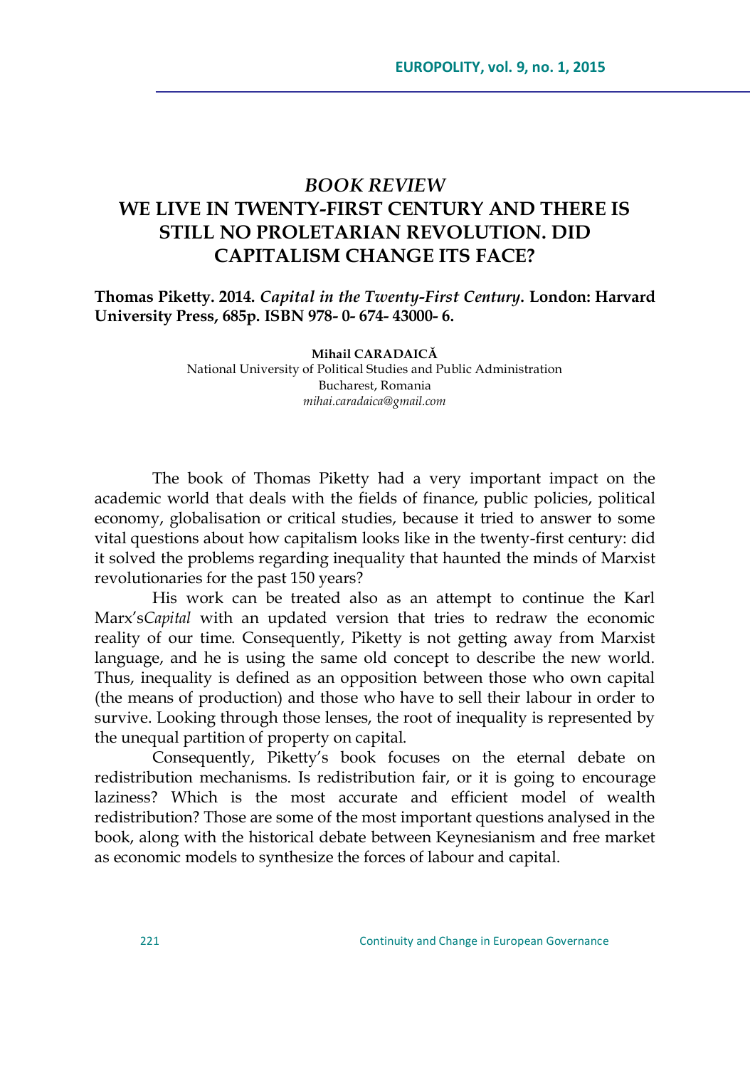# *BOOK REVIEW*
# WE LIVE IN TWENTY-FIRST CENTURY AND THERE IS STILL NO PROLETARIAN REVOLUTION. DID CAPITALISM CHANGE ITS FACE?

**Thomas Piketty. 2014. *Capital in the Twenty-First Century*. London: Harvard University Press, 685p. ISBN 978- 0- 674- 43000- 6.**

**Mihail CARADAICĂ**
National University of Political Studies and Public Administration
Bucharest, Romania
*mihai.caradaica@gmail.com*

The book of Thomas Piketty had a very important impact on the academic world that deals with the fields of finance, public policies, political economy, globalisation or critical studies, because it tried to answer to some vital questions about how capitalism looks like in the twenty-first century: did it solved the problems regarding inequality that haunted the minds of Marxist revolutionaries for the past 150 years?

His work can be treated also as an attempt to continue the Karl Marx's*Capital* with an updated version that tries to redraw the economic reality of our time. Consequently, Piketty is not getting away from Marxist language, and he is using the same old concept to describe the new world. Thus, inequality is defined as an opposition between those who own capital (the means of production) and those who have to sell their labour in order to survive. Looking through those lenses, the root of inequality is represented by the unequal partition of property on capital.

Consequently, Piketty's book focuses on the eternal debate on redistribution mechanisms. Is redistribution fair, or it is going to encourage laziness? Which is the most accurate and efficient model of wealth redistribution? Those are some of the most important questions analysed in the book, along with the historical debate between Keynesianism and free market as economic models to synthesize the forces of labour and capital.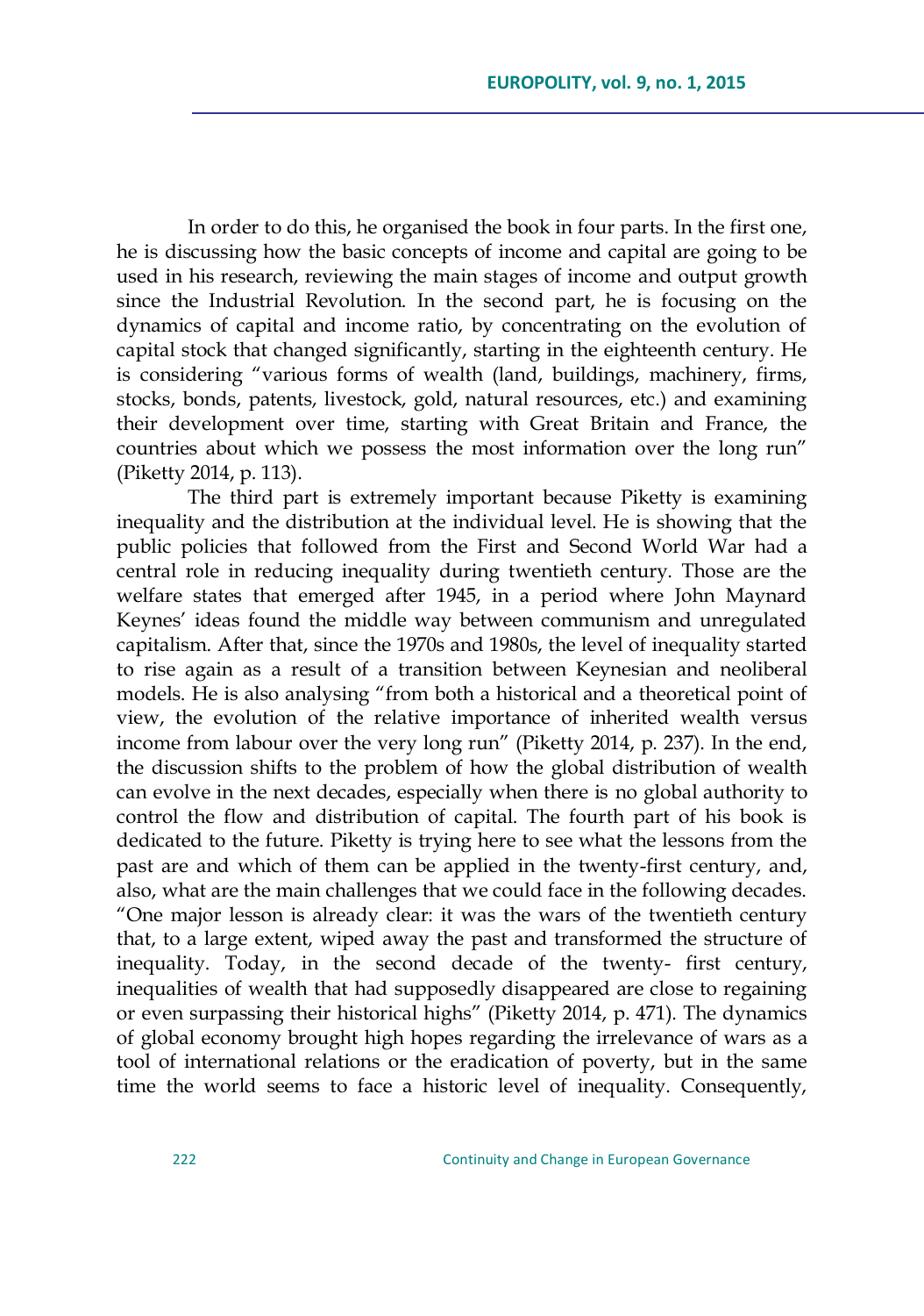In order to do this, he organised the book in four parts. In the first one, he is discussing how the basic concepts of income and capital are going to be used in his research, reviewing the main stages of income and output growth since the Industrial Revolution. In the second part, he is focusing on the dynamics of capital and income ratio, by concentrating on the evolution of capital stock that changed significantly, starting in the eighteenth century. He is considering "various forms of wealth (land, buildings, machinery, firms, stocks, bonds, patents, livestock, gold, natural resources, etc.) and examining their development over time, starting with Great Britain and France, the countries about which we possess the most information over the long run" (Piketty 2014, p. 113).

The third part is extremely important because Piketty is examining inequality and the distribution at the individual level. He is showing that the public policies that followed from the First and Second World War had a central role in reducing inequality during twentieth century. Those are the welfare states that emerged after 1945, in a period where John Maynard Keynes' ideas found the middle way between communism and unregulated capitalism. After that, since the 1970s and 1980s, the level of inequality started to rise again as a result of a transition between Keynesian and neoliberal models. He is also analysing "from both a historical and a theoretical point of view, the evolution of the relative importance of inherited wealth versus income from labour over the very long run" (Piketty 2014, p. 237). In the end, the discussion shifts to the problem of how the global distribution of wealth can evolve in the next decades, especially when there is no global authority to control the flow and distribution of capital. The fourth part of his book is dedicated to the future. Piketty is trying here to see what the lessons from the past are and which of them can be applied in the twenty-first century, and, also, what are the main challenges that we could face in the following decades. "One major lesson is already clear: it was the wars of the twentieth century that, to a large extent, wiped away the past and transformed the structure of inequality. Today, in the second decade of the twenty- first century, inequalities of wealth that had supposedly disappeared are close to regaining or even surpassing their historical highs" (Piketty 2014, p. 471). The dynamics of global economy brought high hopes regarding the irrelevance of wars as a tool of international relations or the eradication of poverty, but in the same time the world seems to face a historic level of inequality. Consequently,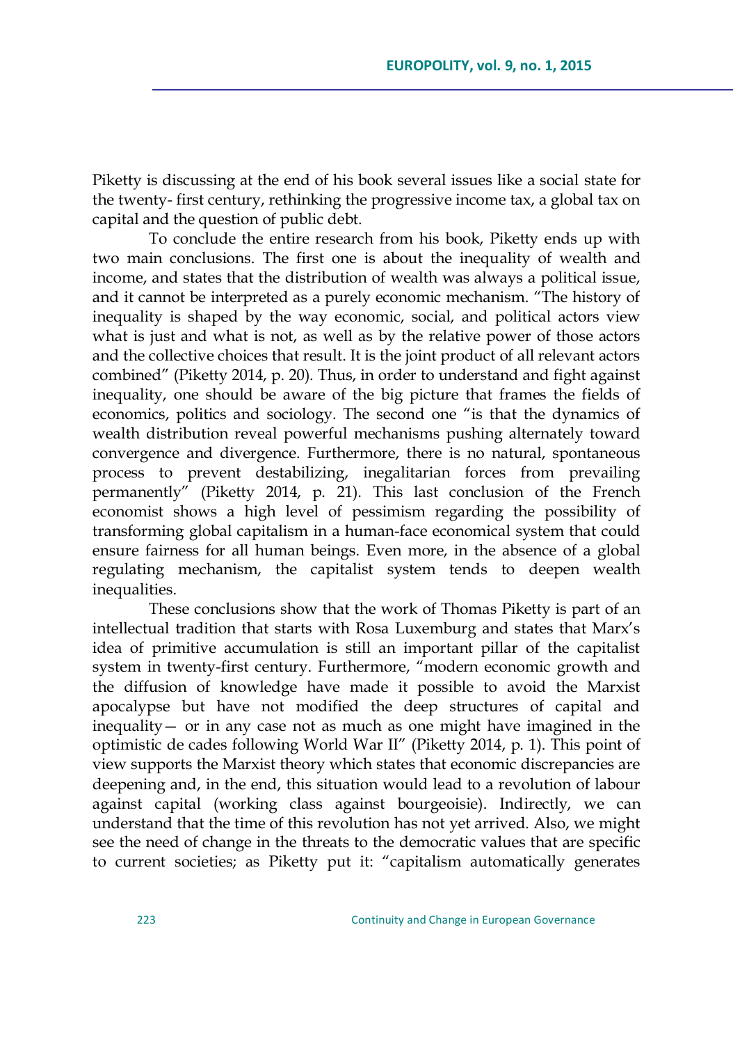Piketty is discussing at the end of his book several issues like a social state for the twenty- first century, rethinking the progressive income tax, a global tax on capital and the question of public debt.

To conclude the entire research from his book, Piketty ends up with two main conclusions. The first one is about the inequality of wealth and income, and states that the distribution of wealth was always a political issue, and it cannot be interpreted as a purely economic mechanism. "The history of inequality is shaped by the way economic, social, and political actors view what is just and what is not, as well as by the relative power of those actors and the collective choices that result. It is the joint product of all relevant actors combined" (Piketty 2014, p. 20). Thus, in order to understand and fight against inequality, one should be aware of the big picture that frames the fields of economics, politics and sociology. The second one "is that the dynamics of wealth distribution reveal powerful mechanisms pushing alternately toward convergence and divergence. Furthermore, there is no natural, spontaneous process to prevent destabilizing, inegalitarian forces from prevailing permanently" (Piketty 2014, p. 21). This last conclusion of the French economist shows a high level of pessimism regarding the possibility of transforming global capitalism in a human-face economical system that could ensure fairness for all human beings. Even more, in the absence of a global regulating mechanism, the capitalist system tends to deepen wealth inequalities.

These conclusions show that the work of Thomas Piketty is part of an intellectual tradition that starts with Rosa Luxemburg and states that Marx's idea of primitive accumulation is still an important pillar of the capitalist system in twenty-first century. Furthermore, "modern economic growth and the diffusion of knowledge have made it possible to avoid the Marxist apocalypse but have not modified the deep structures of capital and inequality— or in any case not as much as one might have imagined in the optimistic de cades following World War II" (Piketty 2014, p. 1). This point of view supports the Marxist theory which states that economic discrepancies are deepening and, in the end, this situation would lead to a revolution of labour against capital (working class against bourgeoisie). Indirectly, we can understand that the time of this revolution has not yet arrived. Also, we might see the need of change in the threats to the democratic values that are specific to current societies; as Piketty put it: "capitalism automatically generates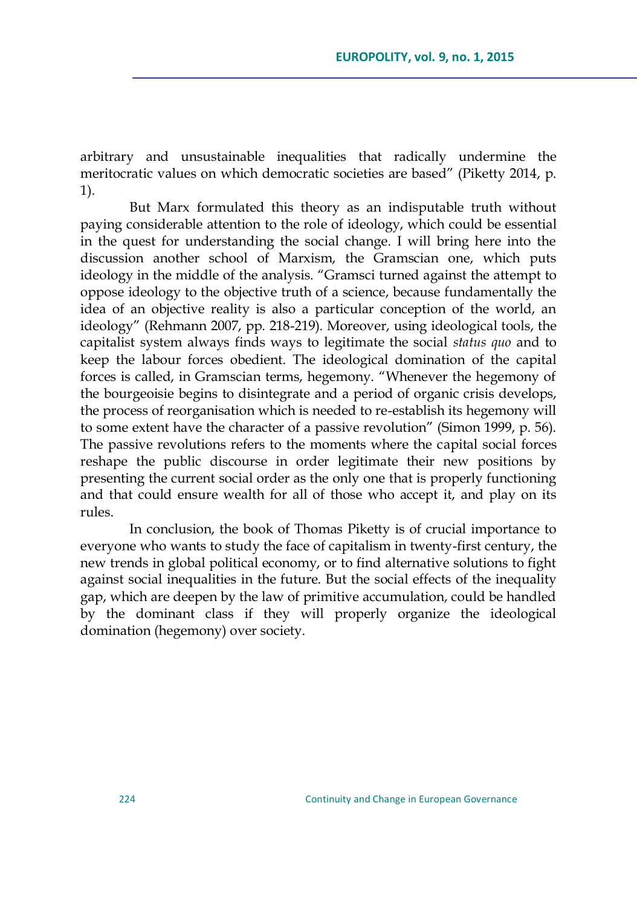arbitrary and unsustainable inequalities that radically undermine the meritocratic values on which democratic societies are based" (Piketty 2014, p. 1).

But Marx formulated this theory as an indisputable truth without paying considerable attention to the role of ideology, which could be essential in the quest for understanding the social change. I will bring here into the discussion another school of Marxism, the Gramscian one, which puts ideology in the middle of the analysis. "Gramsci turned against the attempt to oppose ideology to the objective truth of a science, because fundamentally the idea of an objective reality is also a particular conception of the world, an ideology" (Rehmann 2007, pp. 218-219). Moreover, using ideological tools, the capitalist system always finds ways to legitimate the social *status quo* and to keep the labour forces obedient. The ideological domination of the capital forces is called, in Gramscian terms, hegemony. "Whenever the hegemony of the bourgeoisie begins to disintegrate and a period of organic crisis develops, the process of reorganisation which is needed to re-establish its hegemony will to some extent have the character of a passive revolution" (Simon 1999, p. 56). The passive revolutions refers to the moments where the capital social forces reshape the public discourse in order legitimate their new positions by presenting the current social order as the only one that is properly functioning and that could ensure wealth for all of those who accept it, and play on its rules.

In conclusion, the book of Thomas Piketty is of crucial importance to everyone who wants to study the face of capitalism in twenty-first century, the new trends in global political economy, or to find alternative solutions to fight against social inequalities in the future. But the social effects of the inequality gap, which are deepen by the law of primitive accumulation, could be handled by the dominant class if they will properly organize the ideological domination (hegemony) over society.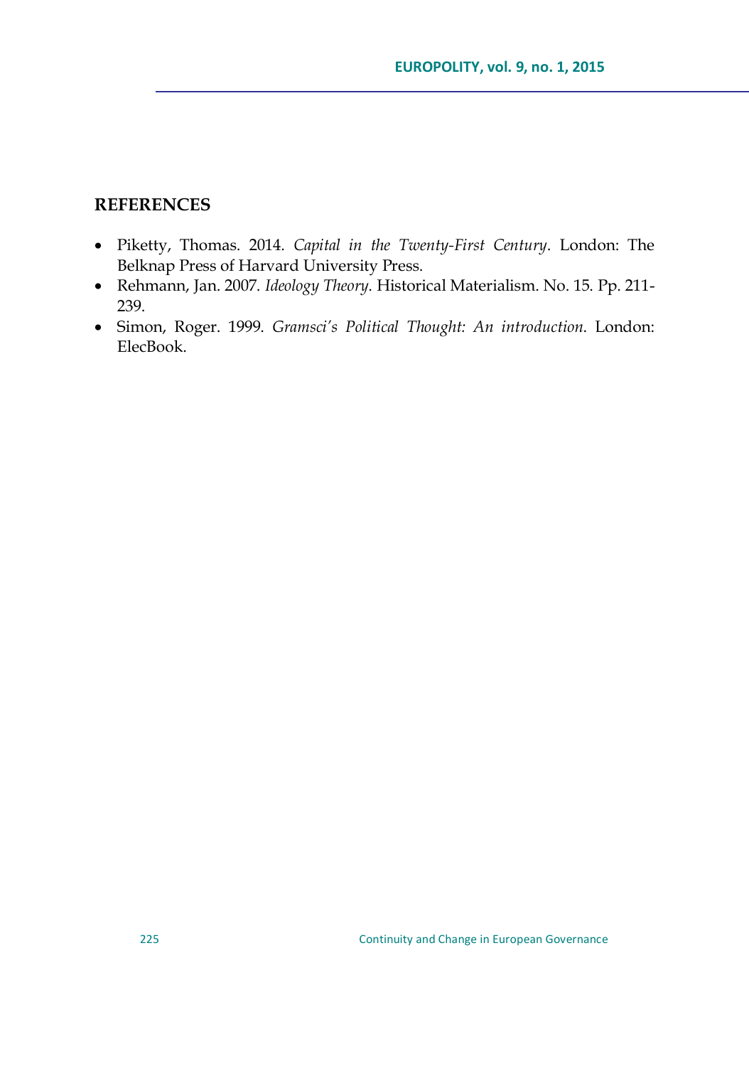## REFERENCES

- Piketty, Thomas. 2014. *Capital in the Twenty-First Century*. London: The Belknap Press of Harvard University Press.
- Rehmann, Jan. 2007. *Ideology Theory*. Historical Materialism. No. 15. Pp. 211-239.
- Simon, Roger. 1999. *Gramsci's Political Thought: An introduction*. London: ElecBook.